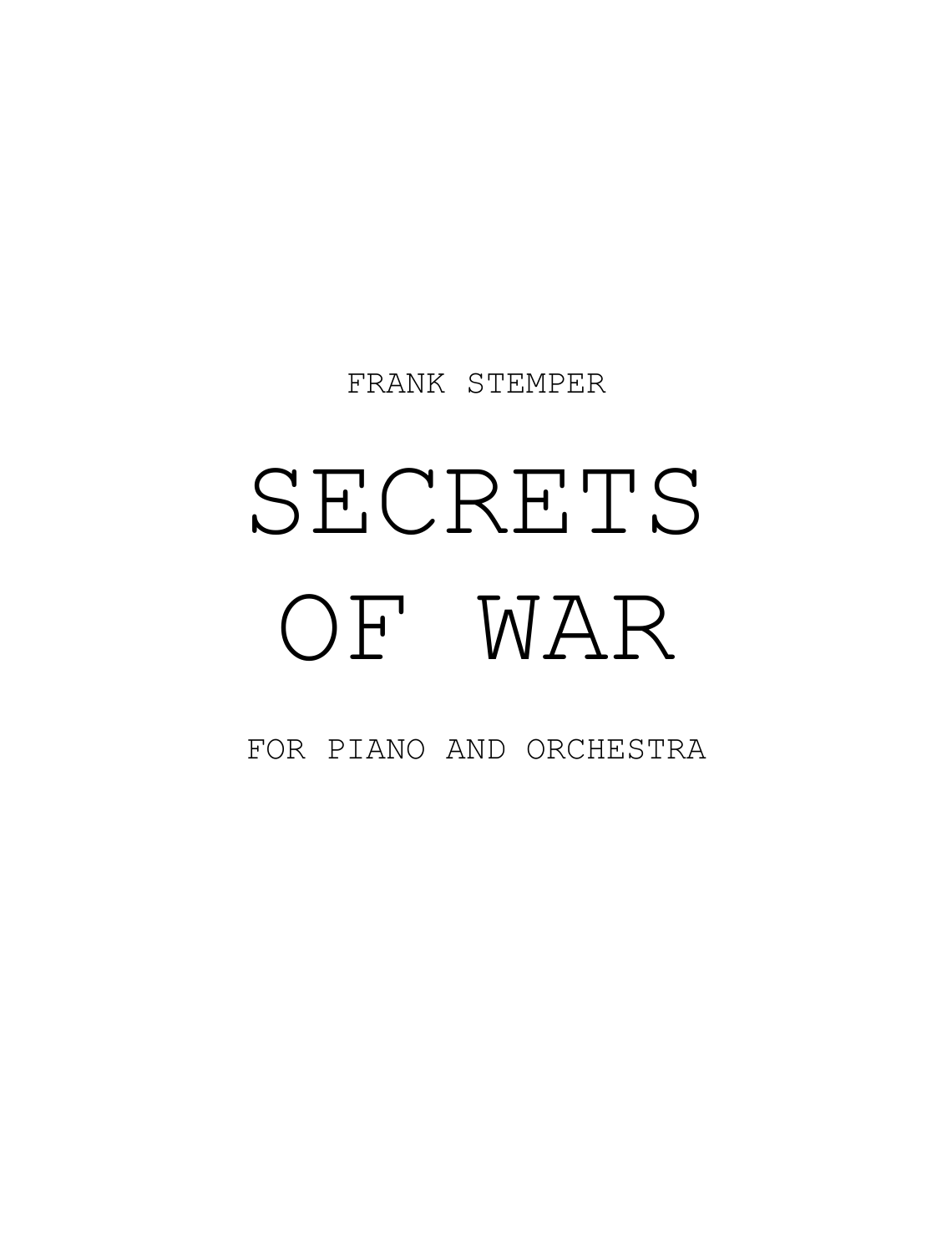FRANK STEMPER

# SECRETS OF WAR

FOR PIANO AND ORCHESTRA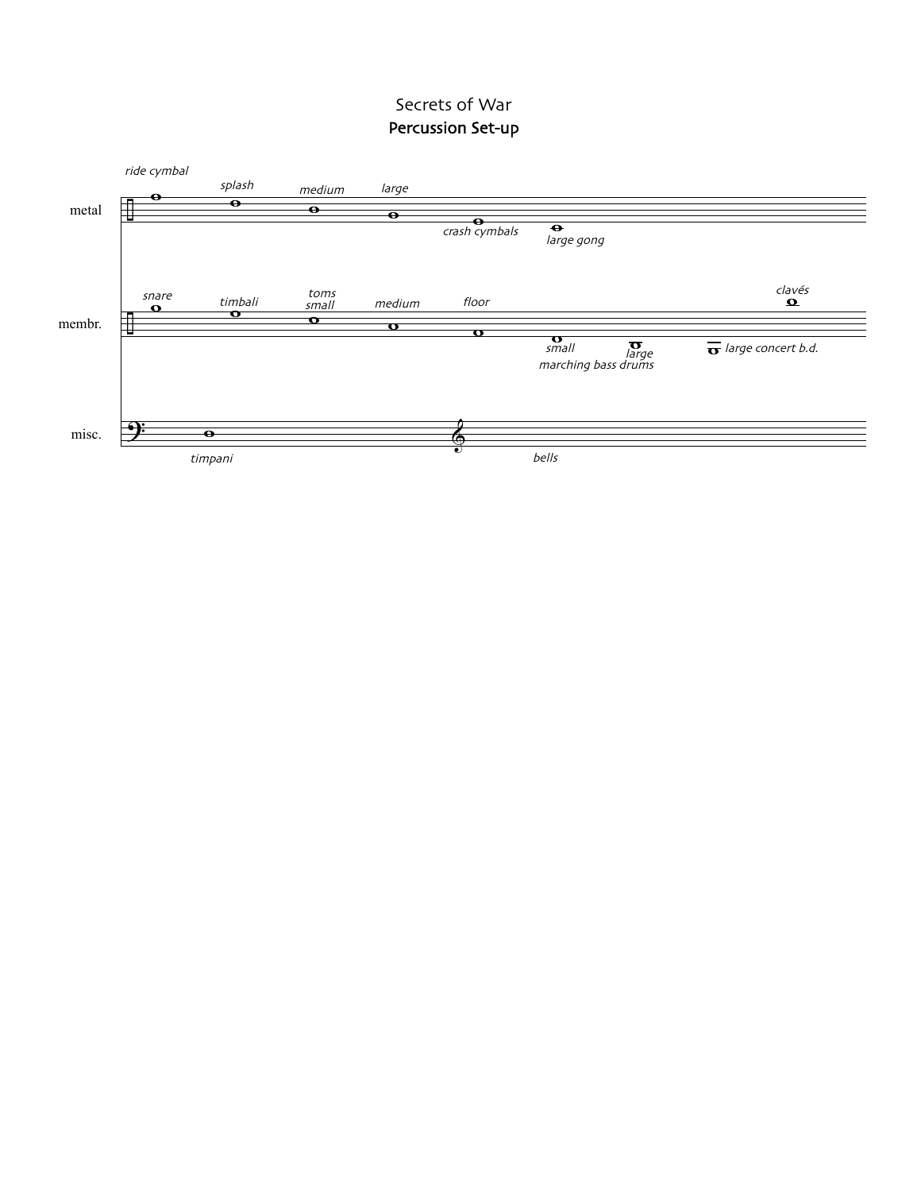# Secrets of War

## Percussion Set-up

**metal**: *ride cymbal*, *splash*, *medium*, *large* (*crash cymbals*), *large gong*

**membr.**: *snare*, *timbali*, *toms small*, *medium*, *floor*, *small*, *large* (*marching bass drums*), *large concert b.d.*, *clavés*

**misc.**: *timpani*, *bells*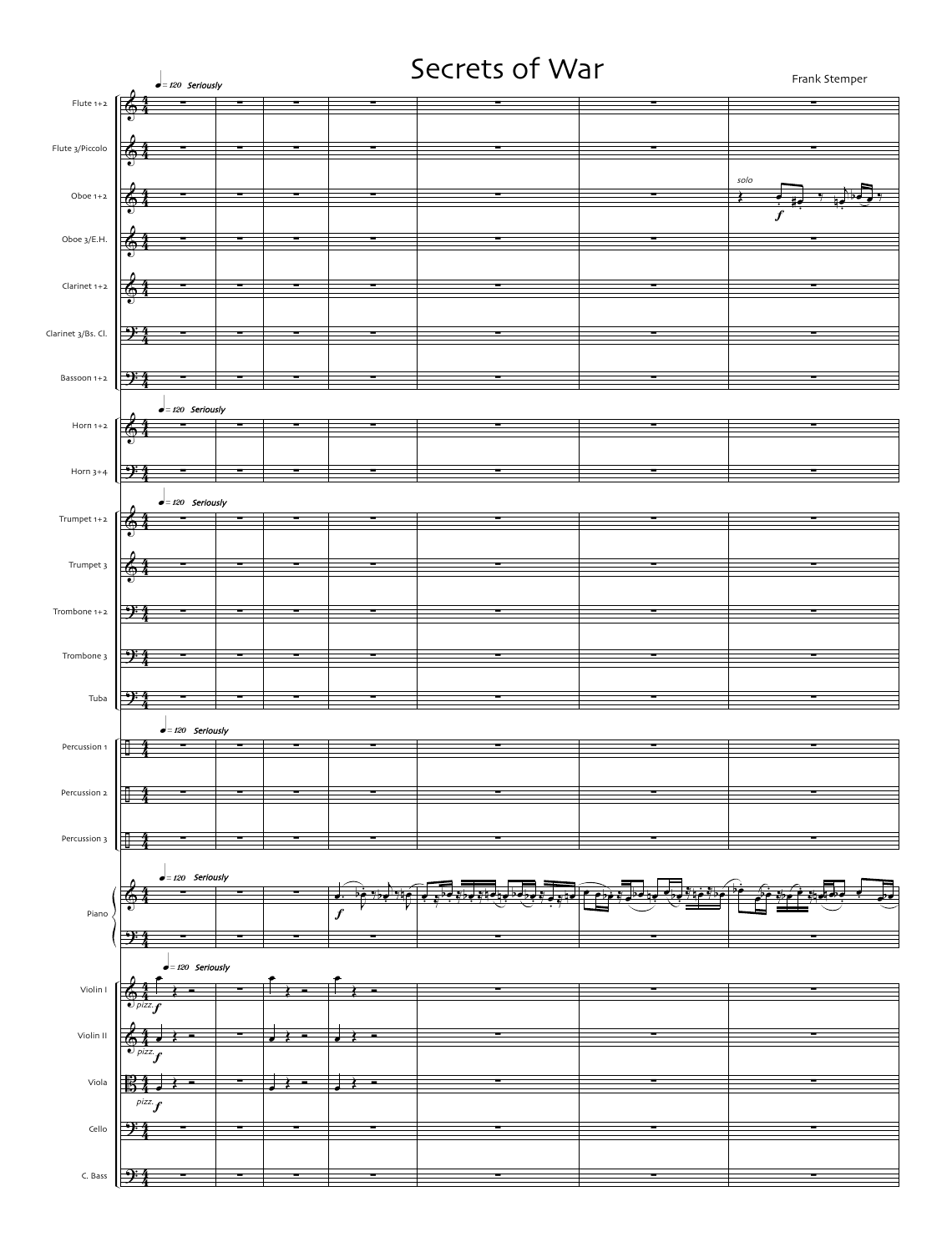# Secrets of War

Frank Stemper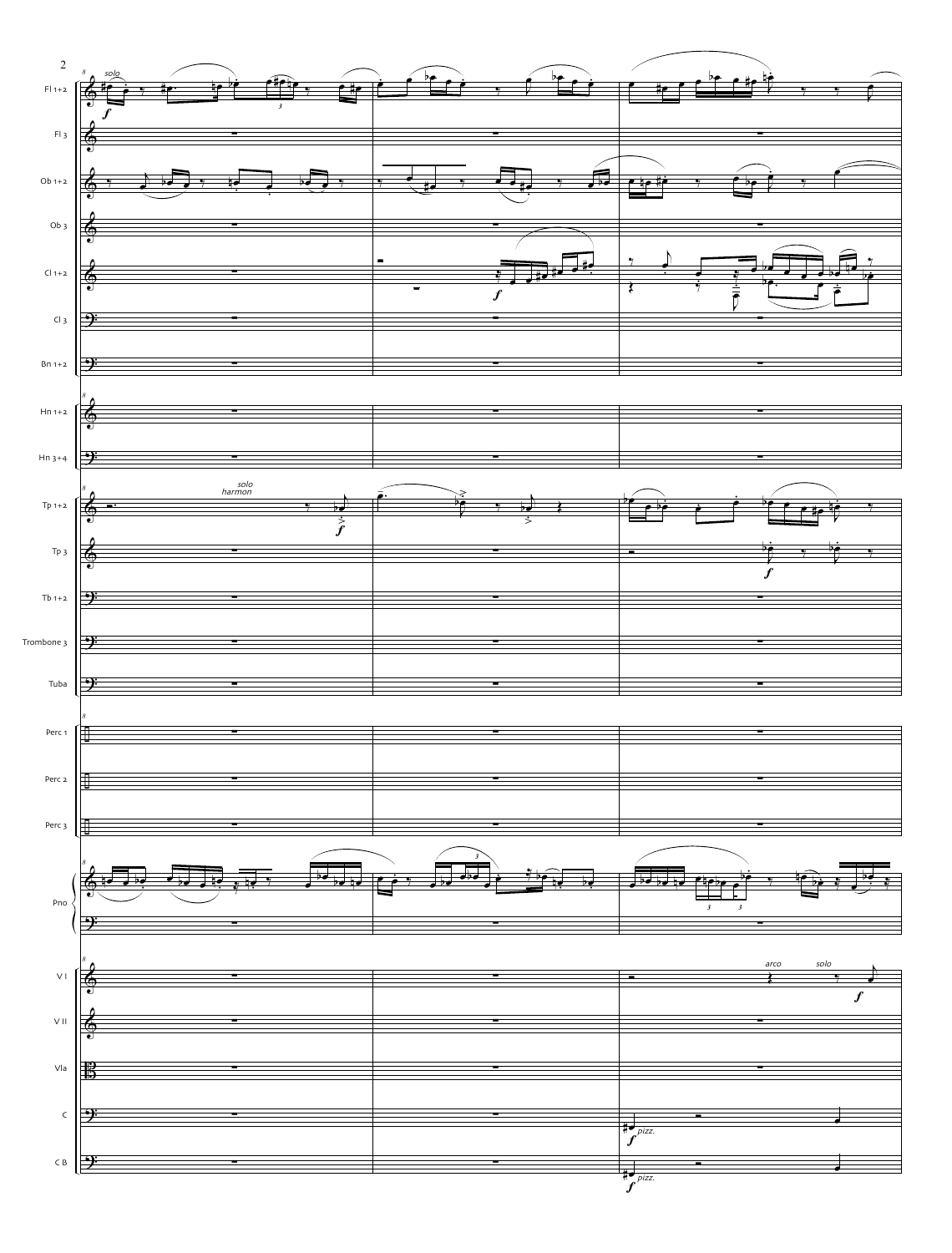Fl 1+2

Fl 3

Ob 1+2

Ob 3

Cl 1+2

Cl 3

Bn 1+2

Hn 1+2

Hn 3+4

Tp 1+2

Tp 3

Tb 1+2

Trombone 3

Tuba

Perc 1

Perc 2

Perc 3

Pno

V I

V II

Vla

C

C B

*solo*

*solo harmon*

*arco*

*solo*

*pizz.*

*pizz.*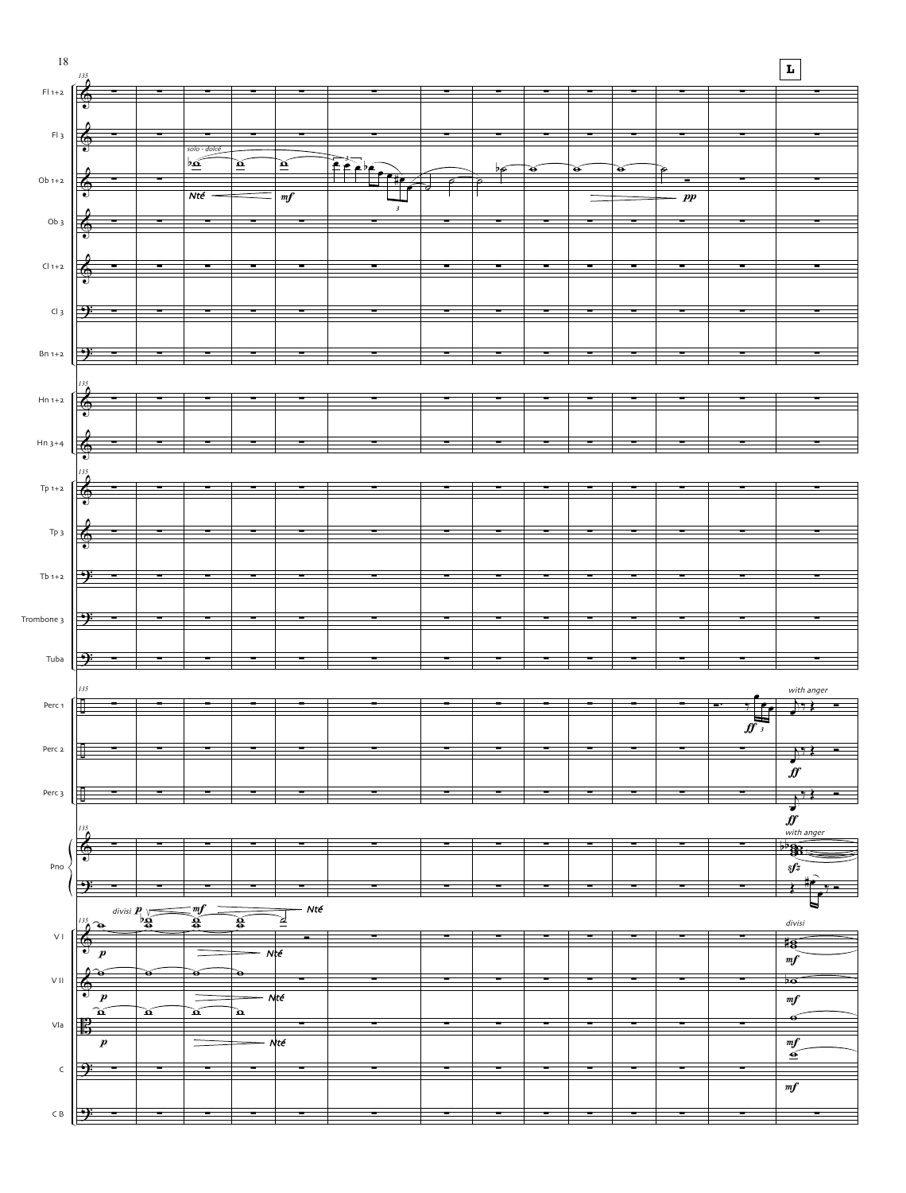**L**

135

Fl 1+2

Fl 3

Ob 1+2 — *solo - dolcé* — *Nté* — *mf* — *pp*

Ob 3

Cl 1+2

Cl 3

Bn 1+2

Hn 1+2

Hn 3+4

Tp 1+2

Tp 3

Tb 1+2

Trombone 3

Tuba

Perc 1 — *ff* — *with anger*

Perc 2 — *ff*

Perc 3 — *ff*

Pno — *with anger* — *sfz*

V I — *divisi* *p* — *mf* — *Nté* — *p* — *Nté* — *divisi* — *mf*

V II — *p* — *Nté* — *mf*

Vla — *p* — *Nté* — *mf*

C — *mf*

C B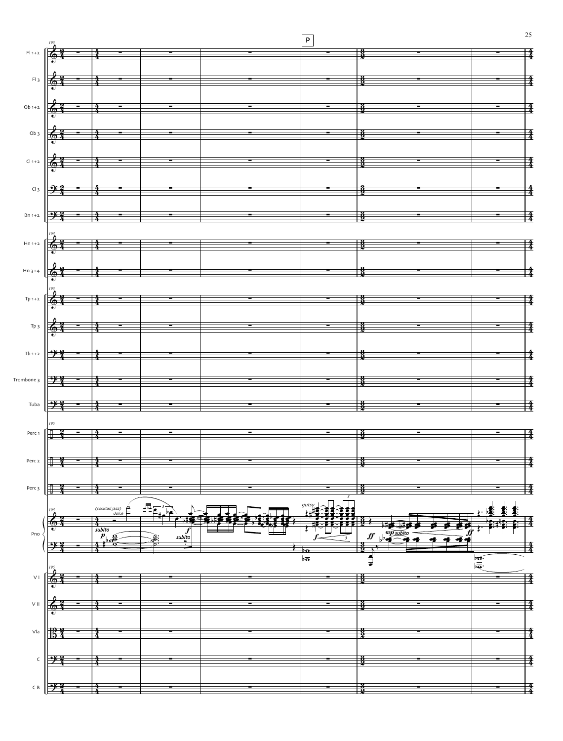**P**

Fl 1+2

Fl 3

Ob 1+2

Ob 3

Cl 1+2

Cl 3

Bn 1+2

Hn 1+2

Hn 3+4

Tp 1+2

Tp 3

Tb 1+2

Trombone 3

Tuba

Perc 1

Perc 2

Perc 3

Pno

V I

V II

Vla

C

C B

*(cocktail jazz)* *dolce*

*subito* *p*

*f* *subito*

*gutsy*

*f*

*ff*

*mp subito*

*ff*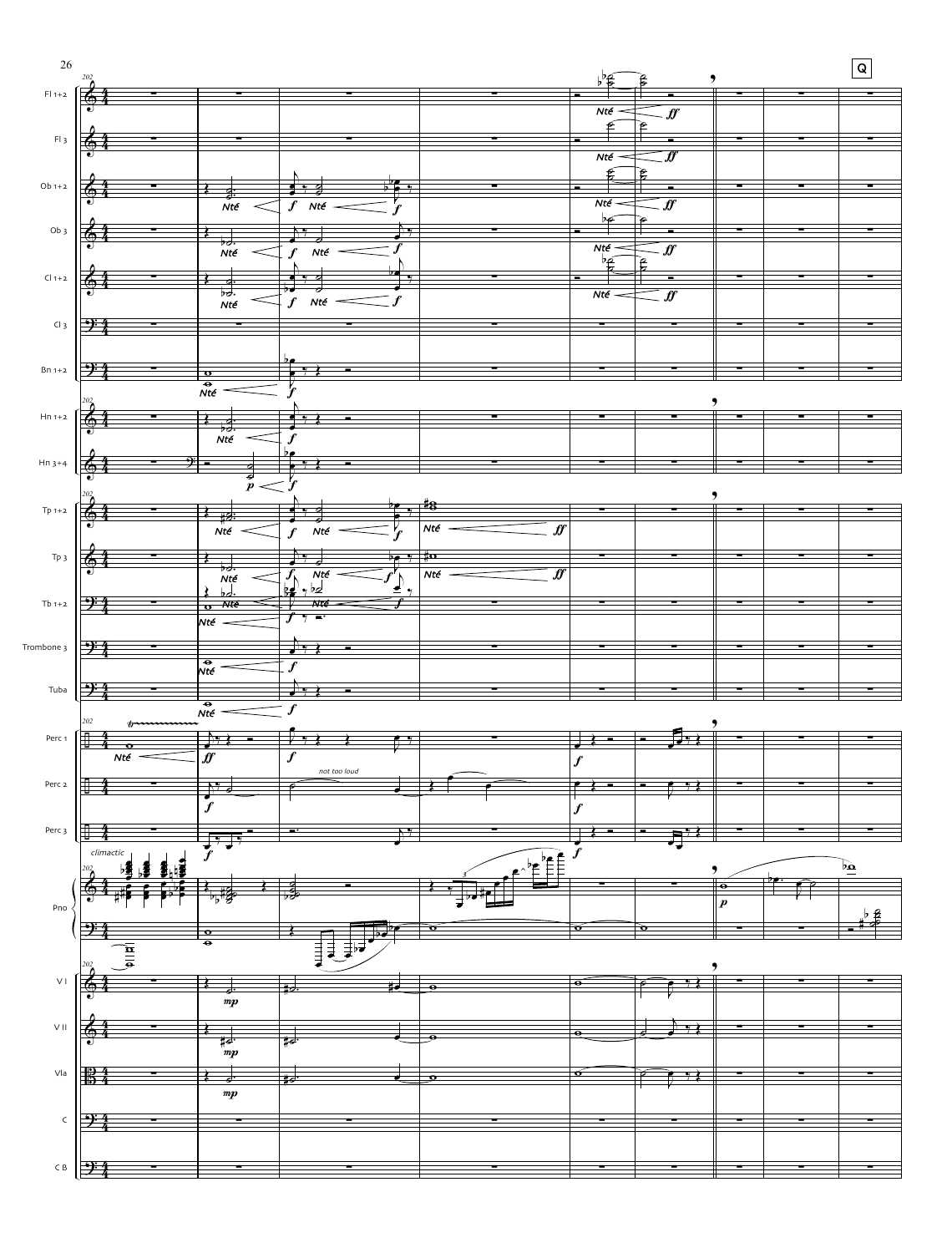Q

Fl 1+2

Fl 3

Ob 1+2

Ob 3

Cl 1+2

Cl 3

Bn 1+2

Hn 1+2

Hn 3+4

Tp 1+2

Tp 3

Tb 1+2

Trombone 3

Tuba

Perc 1

Perc 2

Perc 3

Pno

Vl I

Vl II

Vla

C

C B

*not too loud*

*climactic*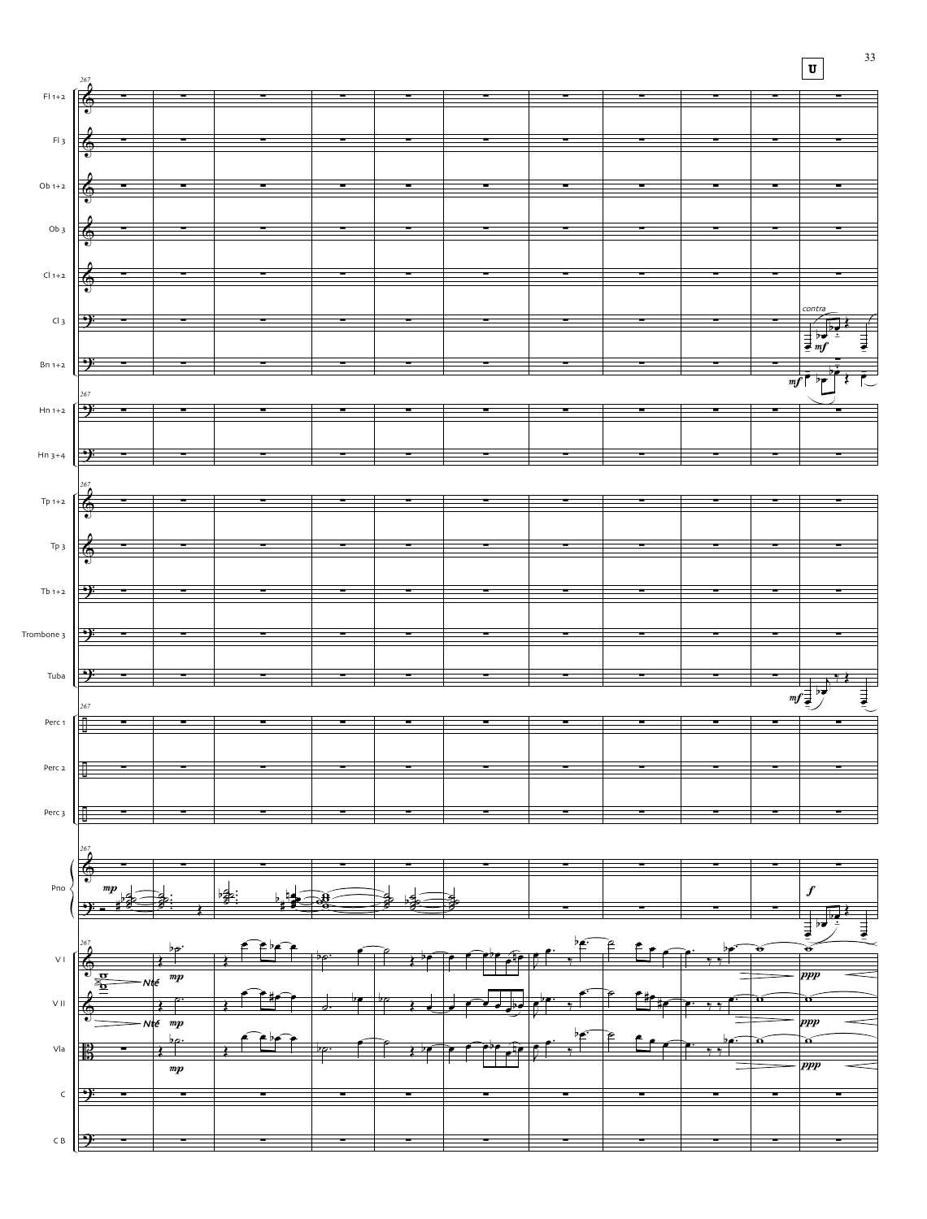**U**

267

Fl 1+2

Fl 3

Ob 1+2

Ob 3

Cl 1+2

Cl 3 — *contra* — *mf*

Bn 1+2 — *mf*

Hn 1+2

Hn 3+4

Tp 1+2

Tp 3

Tb 1+2

Trombone 3

Tuba — *mf*

Perc 1

Perc 2

Perc 3

Pno — *mp* — *f*

V I — Nté — *mp* — *ppp*

V II — Nté — *mp* — *ppp*

Vla — *mp* — *ppp*

C

C B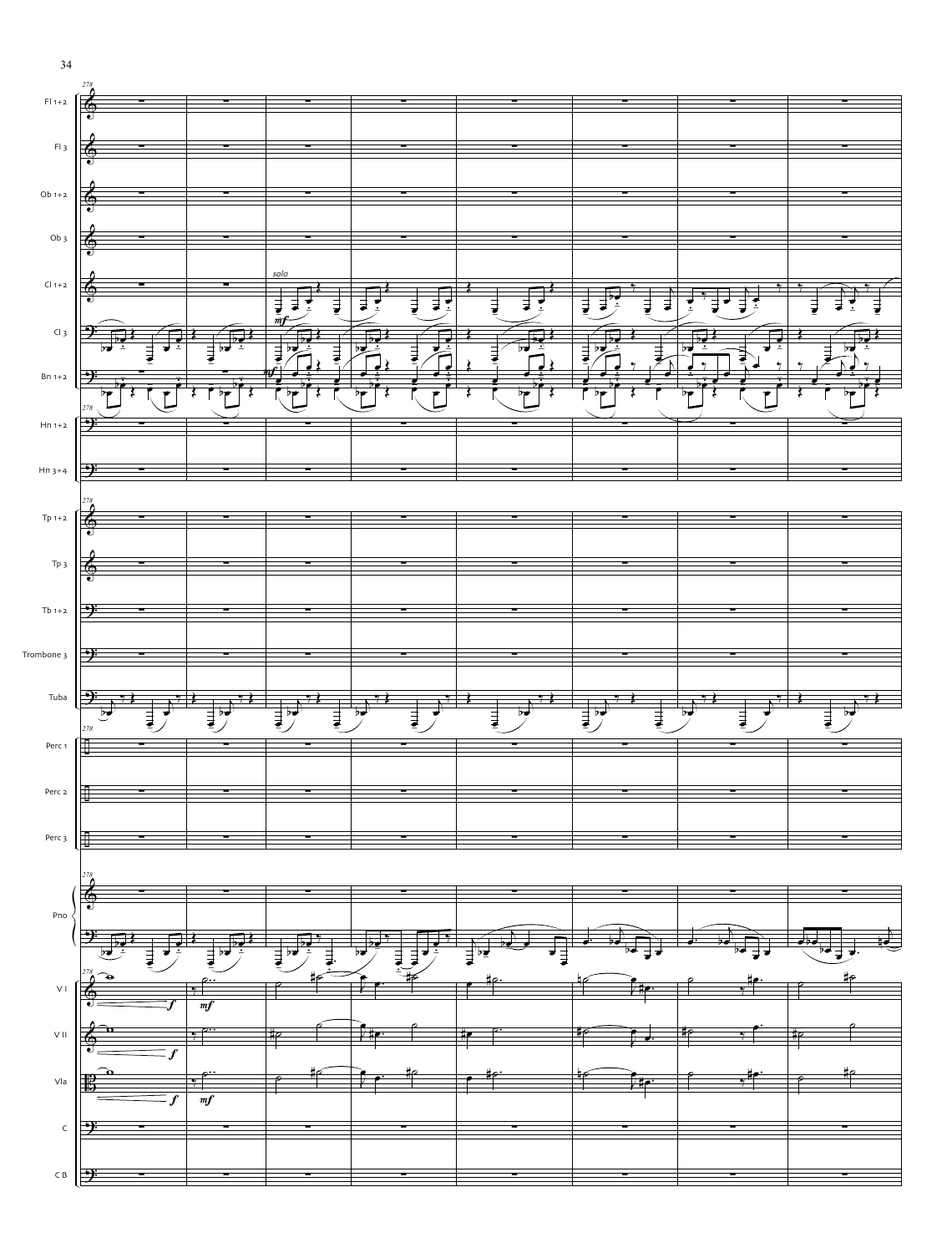278

Fl 1+2

Fl 3

Ob 1+2

Ob 3

Cl 1+2 — *solo* — *mf*

Cl 3

Bn 1+2 — *mf*

Hn 1+2

Hn 3+4

Tp 1+2

Tp 3

Tb 1+2

Trombone 3

Tuba

Perc 1

Perc 2

Perc 3

Pno

V I — *f* — *mf*

V II — *f*

Vla — *f* — *mf*

C

C B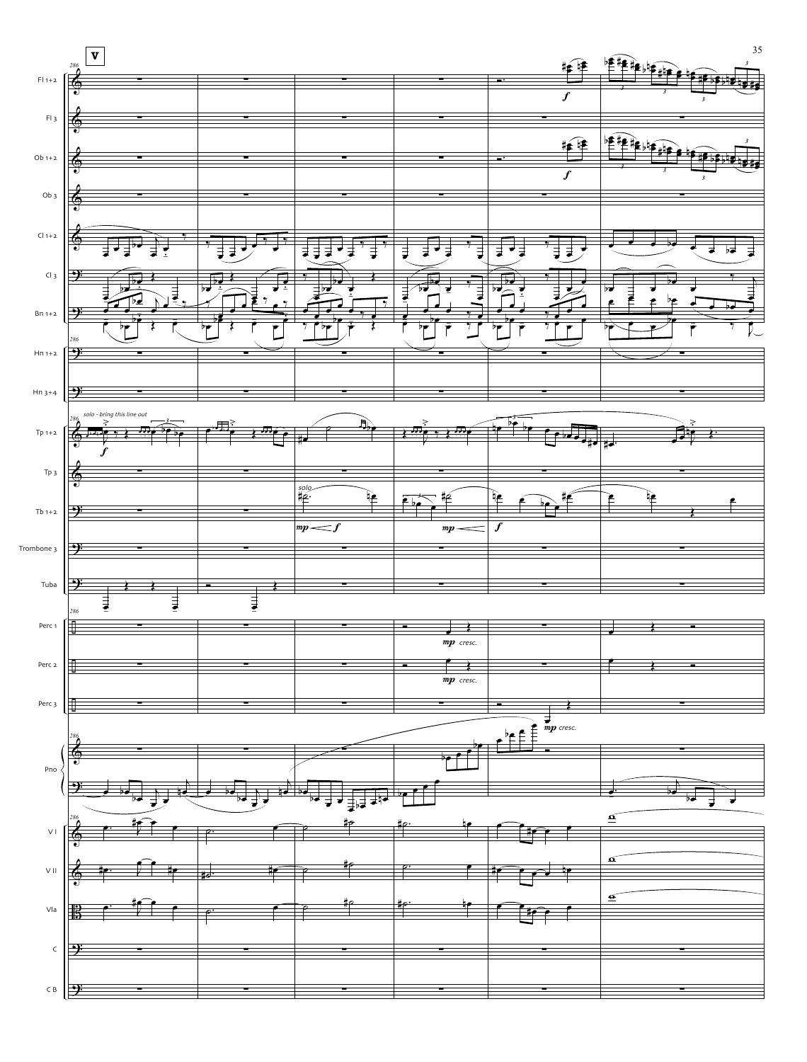V

286

Fl 1+2

Fl 3

Ob 1+2

Ob 3

Cl 1+2

Cl 3

Bn 1+2

Hn 1+2

Hn 3+4

*solo - bring this line out*

Tp 1+2

Tp 3

*solo*

Tb 1+2

Trombone 3

Tuba

Perc 1

*mp cresc.*

Perc 2

*mp cresc.*

Perc 3

*mp cresc.*

Pno

V I

V II

Vla

C

C B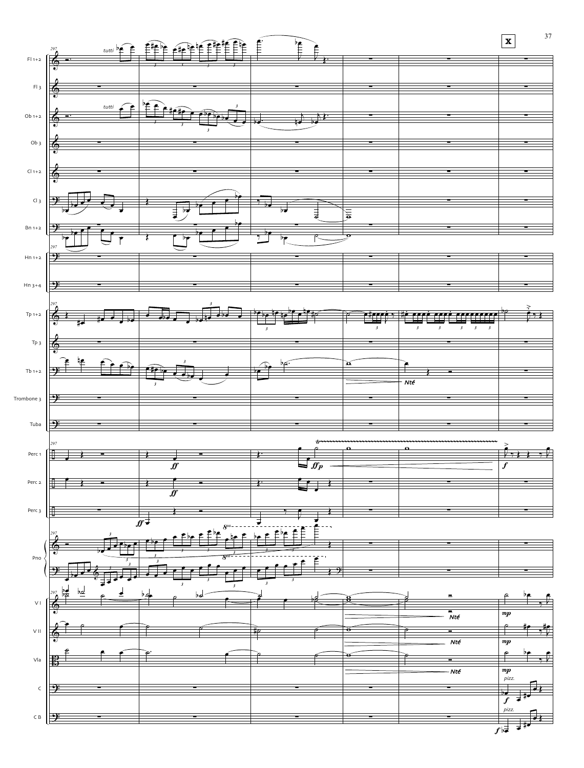**X**

297

Fl 1+2 — *tutti*

Fl 3

Ob 1+2 — *tutti*

Ob 3

Cl 1+2

Cl 3

Bn 1+2

Hn 1+2

Hn 3+4

Tp 1+2

Tp 3

Tb 1+2 — *Nté*

Trombone 3

Tuba

Perc 1 — *ff* — *tr* — *ffp* — *f*

Perc 2 — *ff*

Perc 3 — *ff*

Pno — *8va*

V I — *Nté* — *mp*

V II — *Nté* — *mp*

Vla — *Nté* — *mp*

C — *pizz.* — *f*

C B — *pizz.* — *f*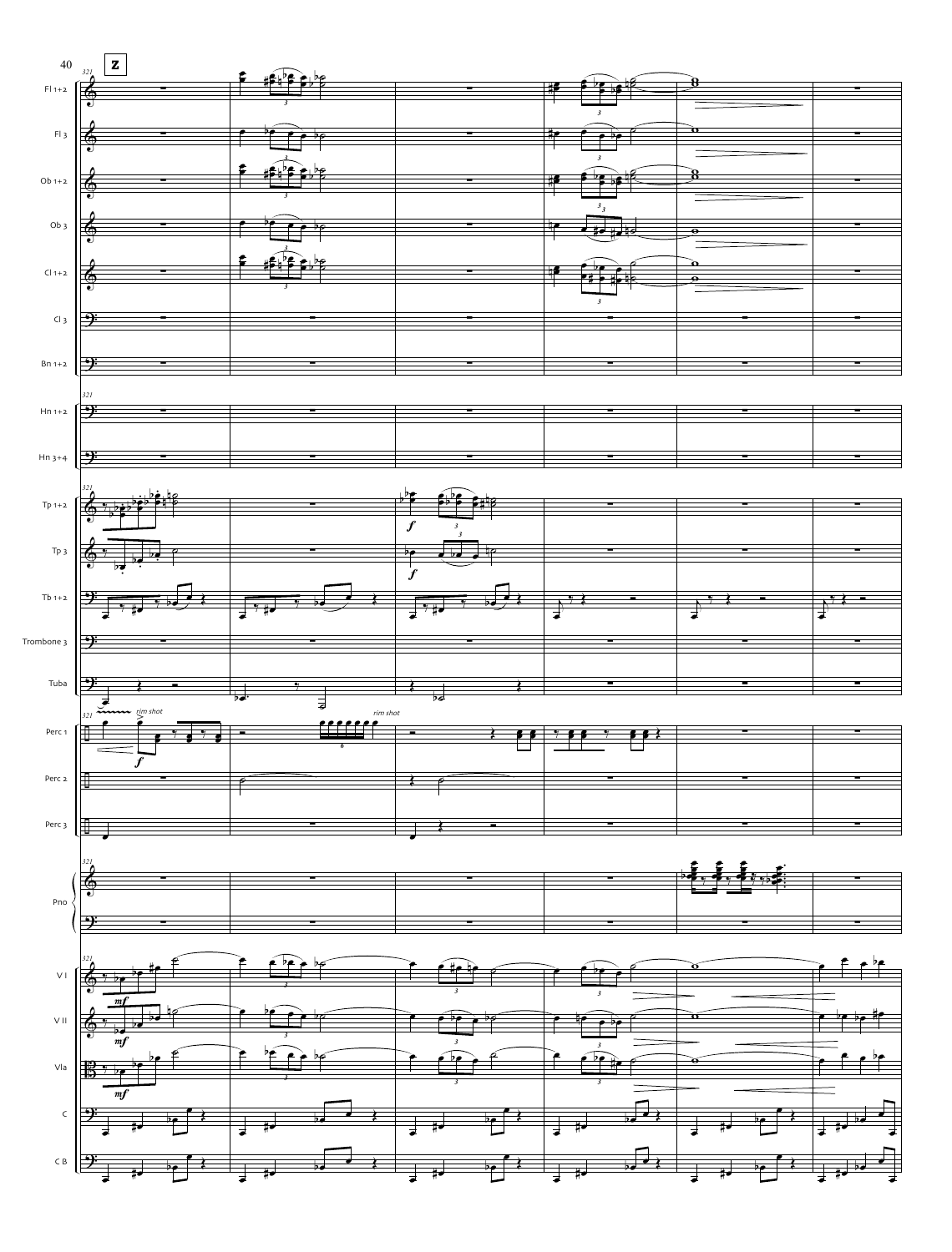**Z**

321

Fl 1+2

Fl 3

Ob 1+2

Ob 3

Cl 1+2

Cl 3

Bn 1+2

Hn 1+2

Hn 3+4

Tp 1+2

*f*

Tp 3

*f*

Tb 1+2

Trombone 3

Tuba

Perc 1

*rim shot*

*f*

*rim shot*

Perc 2

Perc 3

Pno

V I

*mf*

V II

*mf*

Vla

*mf*

C

C B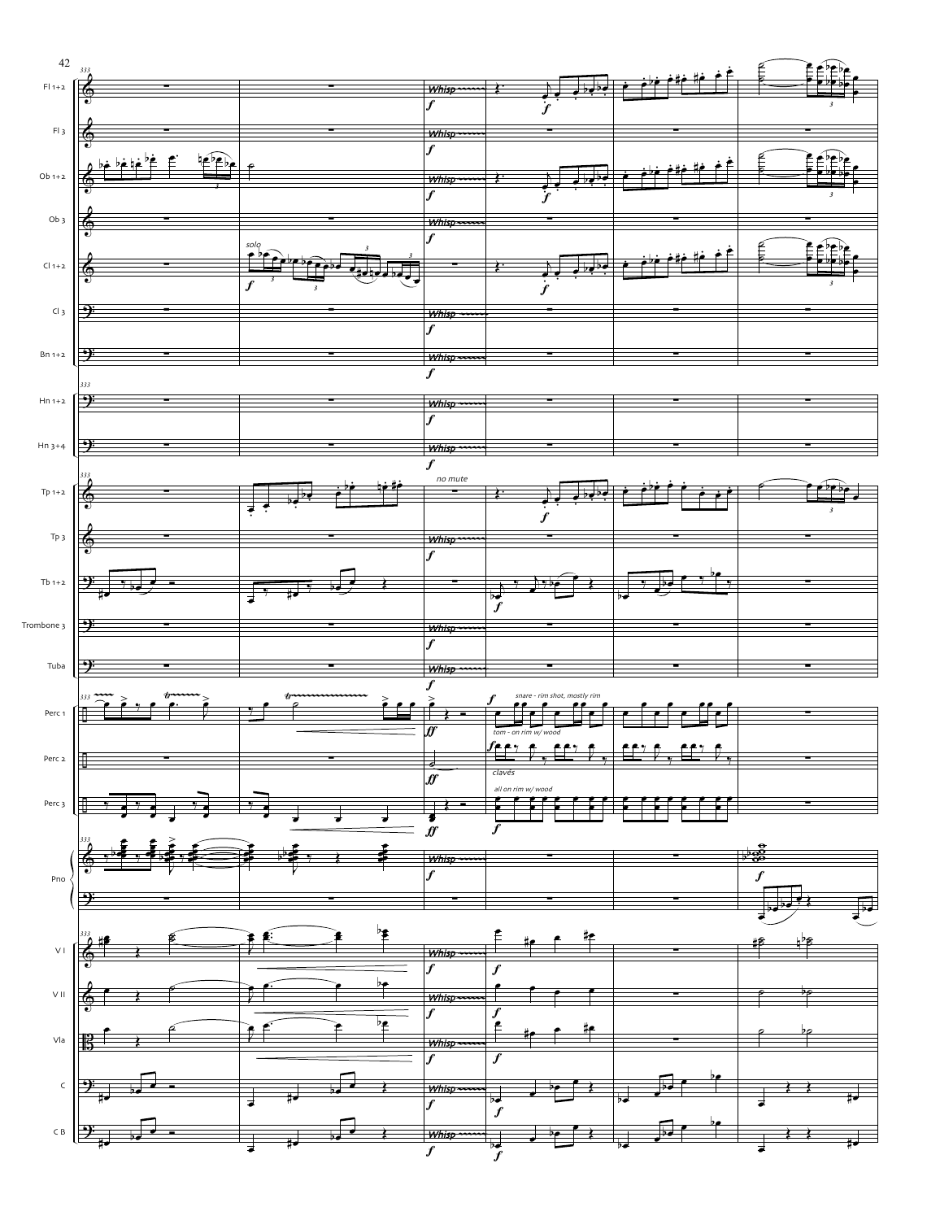Fl 1+2

Fl 3

Ob 1+2

Ob 3

Cl 1+2

Cl 3

Bn 1+2

Hn 1+2

Hn 3+4

Tp 1+2

Tp 3

Tb 1+2

Trombone 3

Tuba

Perc 1

Perc 2

Perc 3

Pno

V I

V II

Vla

C

C B

333

*Whisp*

*f*

*solo*

*no mute*

*snare - rim shot, mostly rim*

*tom - on rim w/ wood*

*claves*

*all on rim w/ wood*

*ff*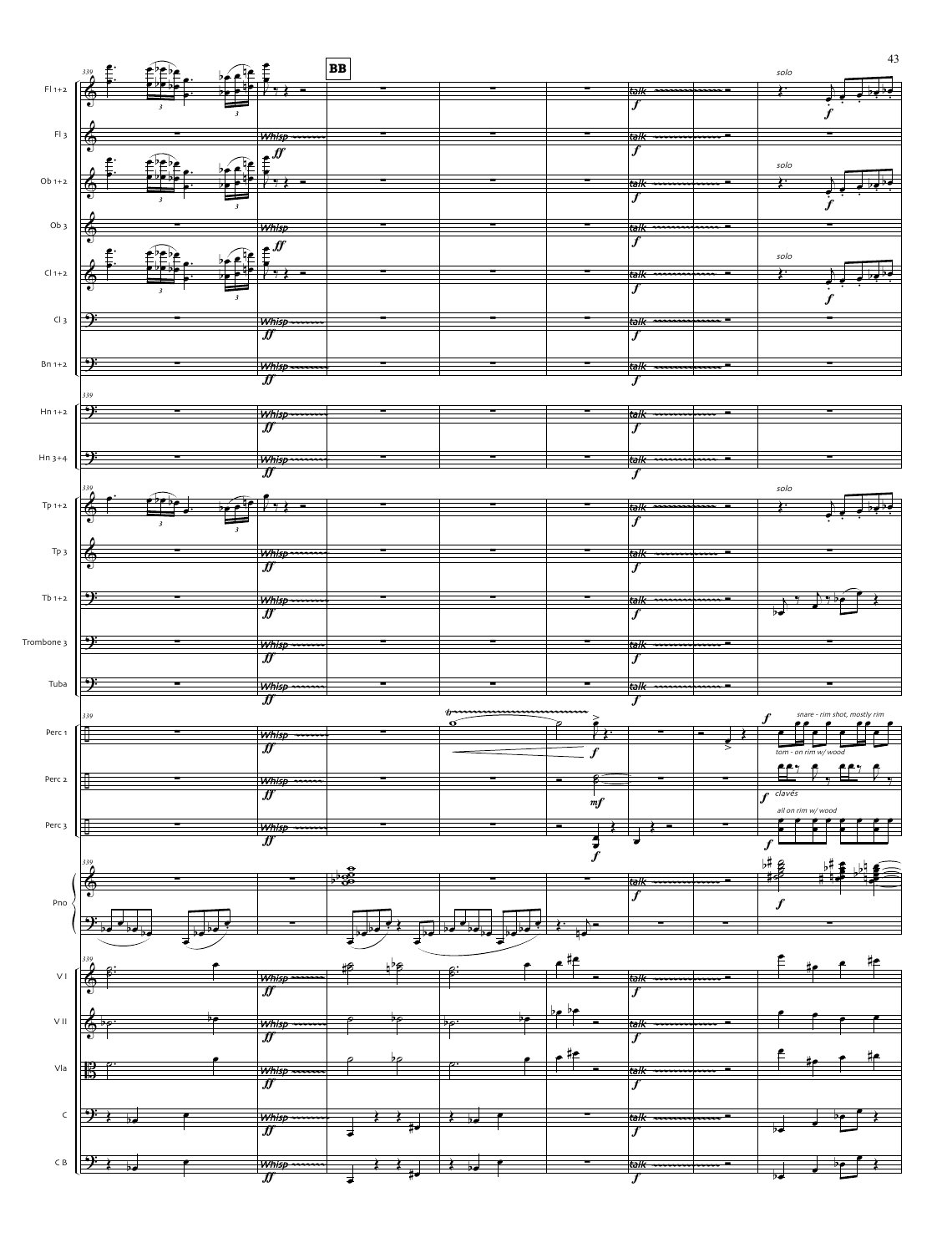**BB**

339

Fl 1+2 · Fl 3 · Ob 1+2 · Ob 3 · Cl 1+2 · Cl 3 · Bn 1+2 · Hn 1+2 · Hn 3+4 · Tp 1+2 · Tp 3 · Tb 1+2 · Trombone 3 · Tuba · Perc 1 · Perc 2 · Perc 3 · Pno · V I · V II · Vla · C · C B

*Whisp* *ff*

*talk* *f*

*solo*

*snare - rim shot, mostly rim*

*tom - on rim w/ wood*

*claves*

*all on rim w/ wood*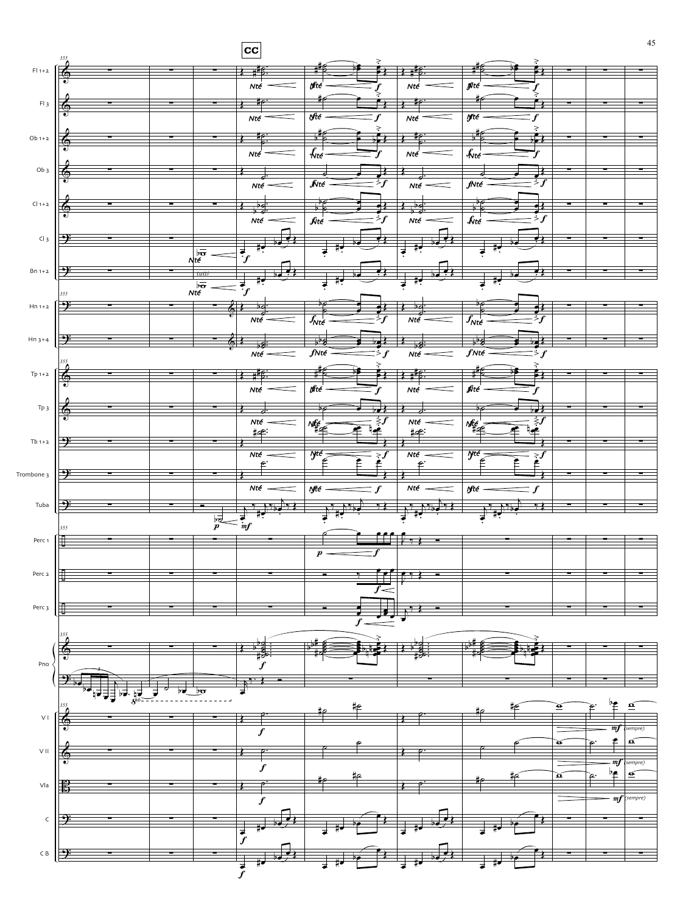**CC**

Fl 1+2

Fl 3

Ob 1+2

Ob 3

Cl 1+2

Cl 3

Bn 1+2

Hn 1+2

Hn 3+4

Tp 1+2

Tp 3

Tb 1+2

Trombone 3

Tuba

Perc 1

Perc 2

Perc 3

Pno

V I

V II

Vla

C

C B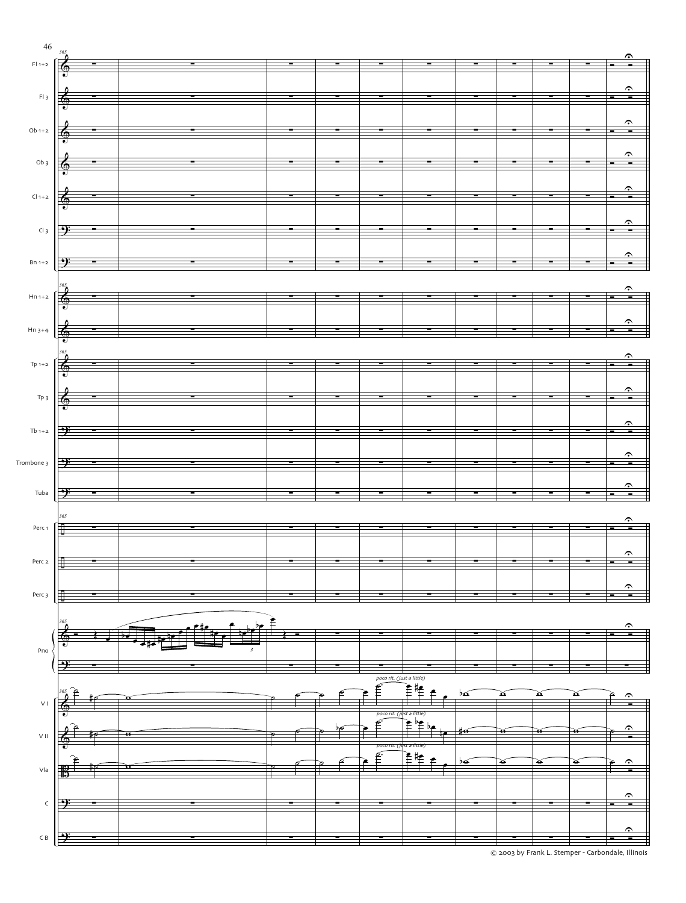Fl 1+2

Fl 3

Ob 1+2

Ob 3

Cl 1+2

Cl 3

Bn 1+2

Hn 1+2

Hn 3+4

Tp 1+2

Tp 3

Tb 1+2

Trombone 3

Tuba

Perc 1

Perc 2

Perc 3

Pno

V I

V II

Vla

C

C B

365

*poco rit. (just a little)*

*poco rit. (just a little)*

*poco rit. (just a little)*

© 2003 by Frank L. Stemper - Carbondale, Illinois